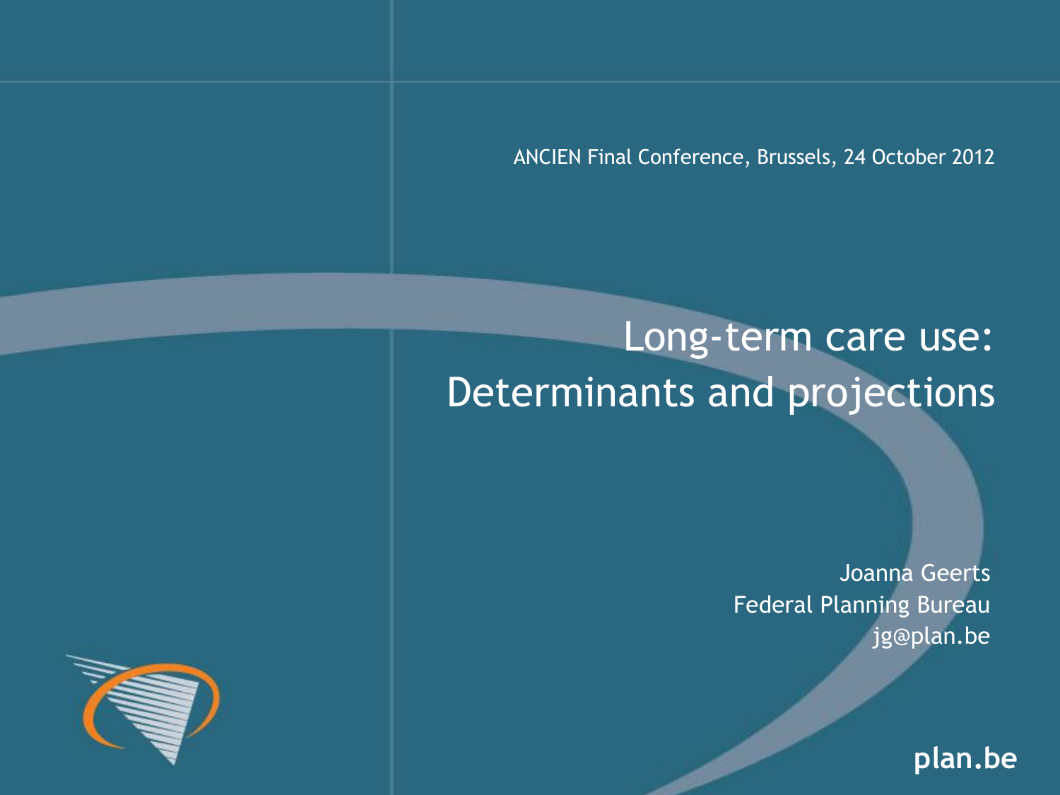ANCIEN Final Conference, Brussels, 24 October 2012

# Long-term care use: Determinants and projections

Joanna Geerts
Federal Planning Bureau
jg@plan.be

plan.be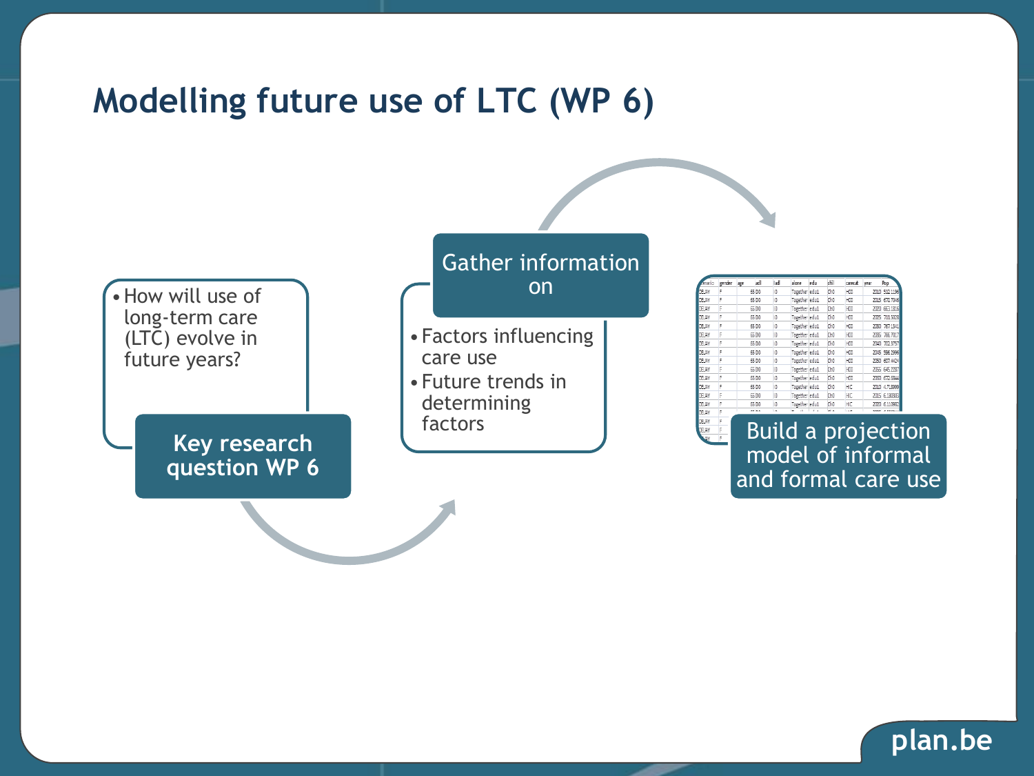# Modelling future use of LTC (WP 6)

**Key research question WP 6**

- How will use of long-term care (LTC) evolve in future years?

**Gather information on**

- Factors influencing care use
- Future trends in determining factors

**Build a projection model of informal and formal care use**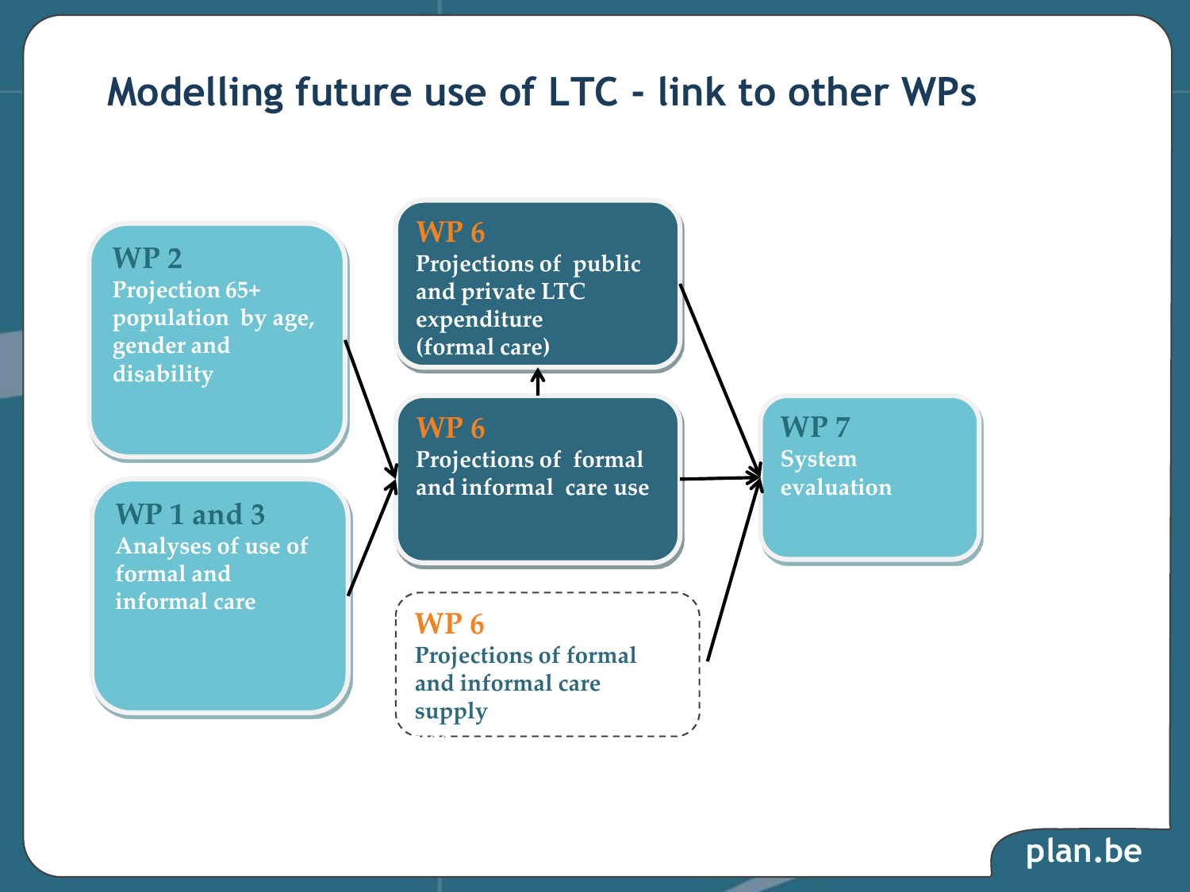# Modelling future use of LTC - link to other WPs

**WP 2**
Projection 65+ population by age, gender and disability

**WP 1 and 3**
Analyses of use of formal and informal care

**WP 6**
Projections of public and private LTC expenditure (formal care)

**WP 6**
Projections of formal and informal care use

**WP 6**
Projections of formal and informal care supply

**WP 7**
System evaluation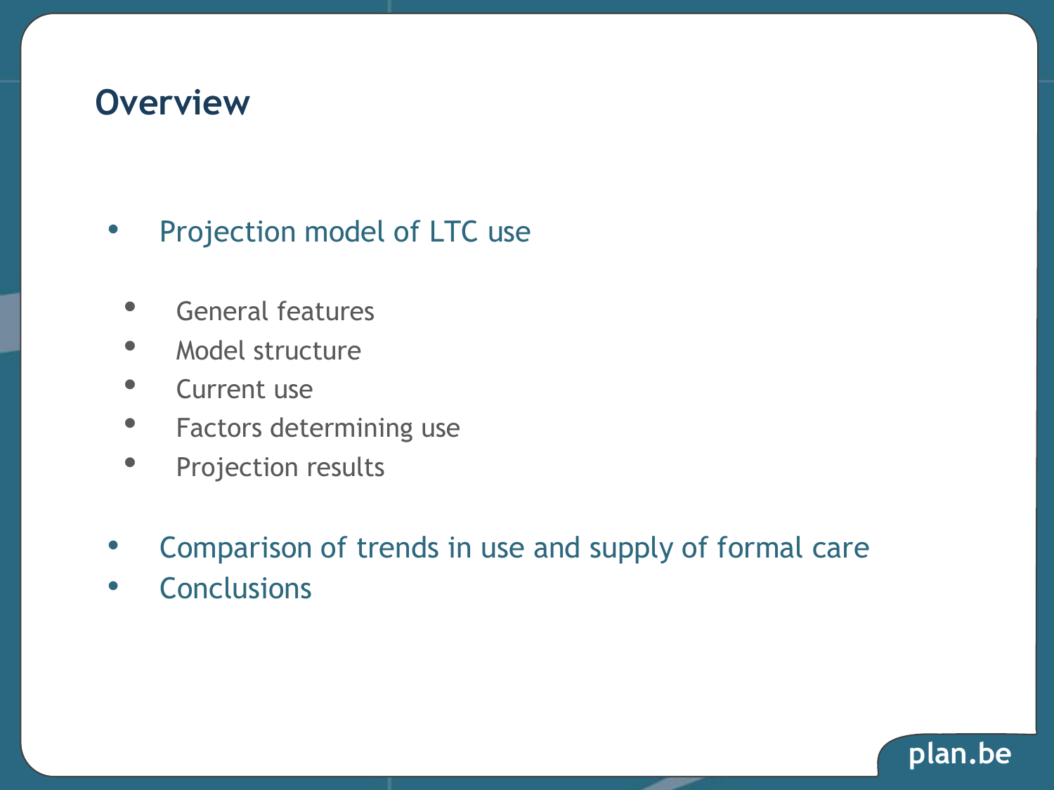# Overview

- Projection model of LTC use
  - General features
  - Model structure
  - Current use
  - Factors determining use
  - Projection results
- Comparison of trends in use and supply of formal care
- Conclusions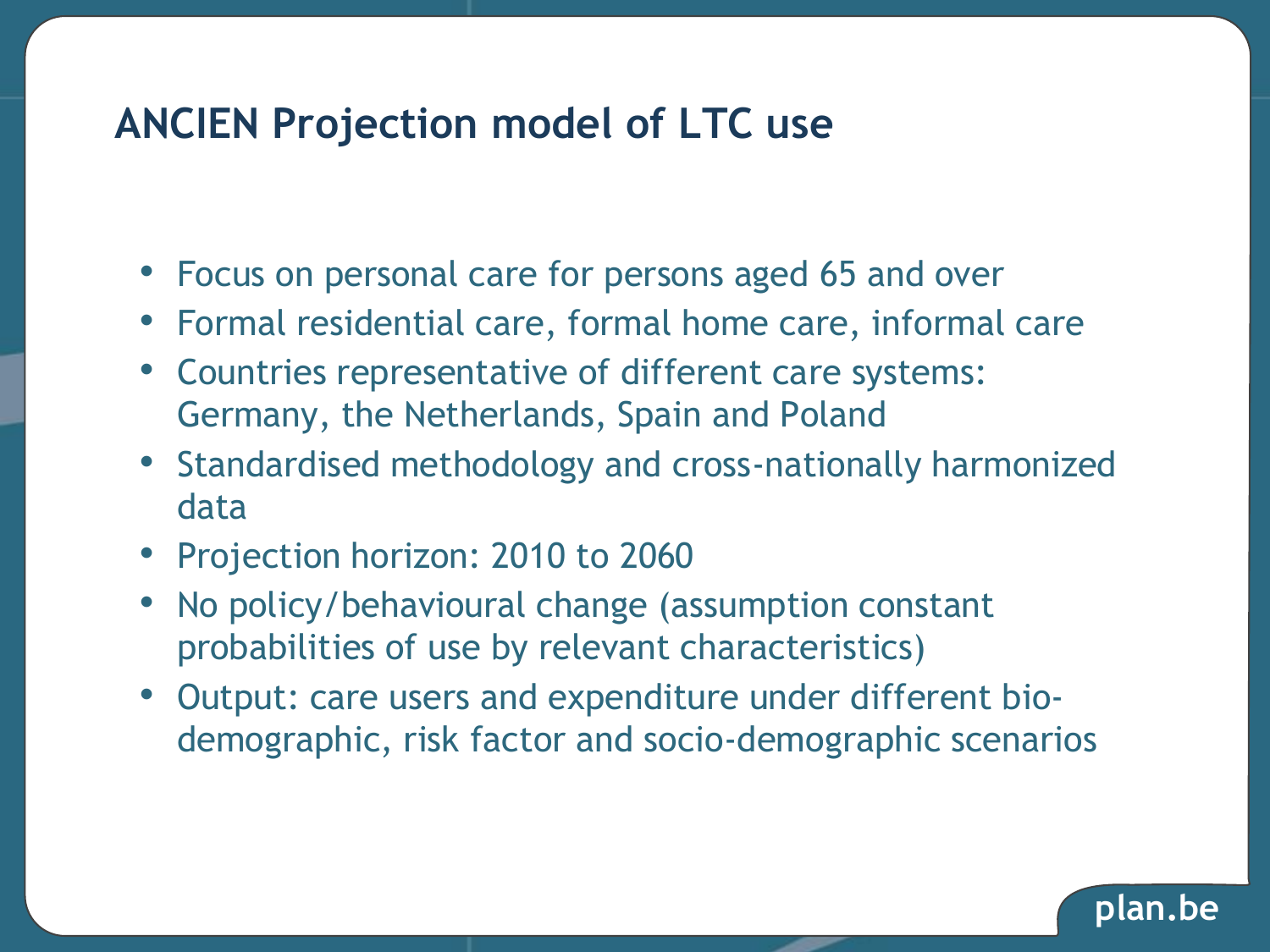# ANCIEN Projection model of LTC use

- Focus on personal care for persons aged 65 and over
- Formal residential care, formal home care, informal care
- Countries representative of different care systems: Germany, the Netherlands, Spain and Poland
- Standardised methodology and cross-nationally harmonized data
- Projection horizon: 2010 to 2060
- No policy/behavioural change (assumption constant probabilities of use by relevant characteristics)
- Output: care users and expenditure under different bio-demographic, risk factor and socio-demographic scenarios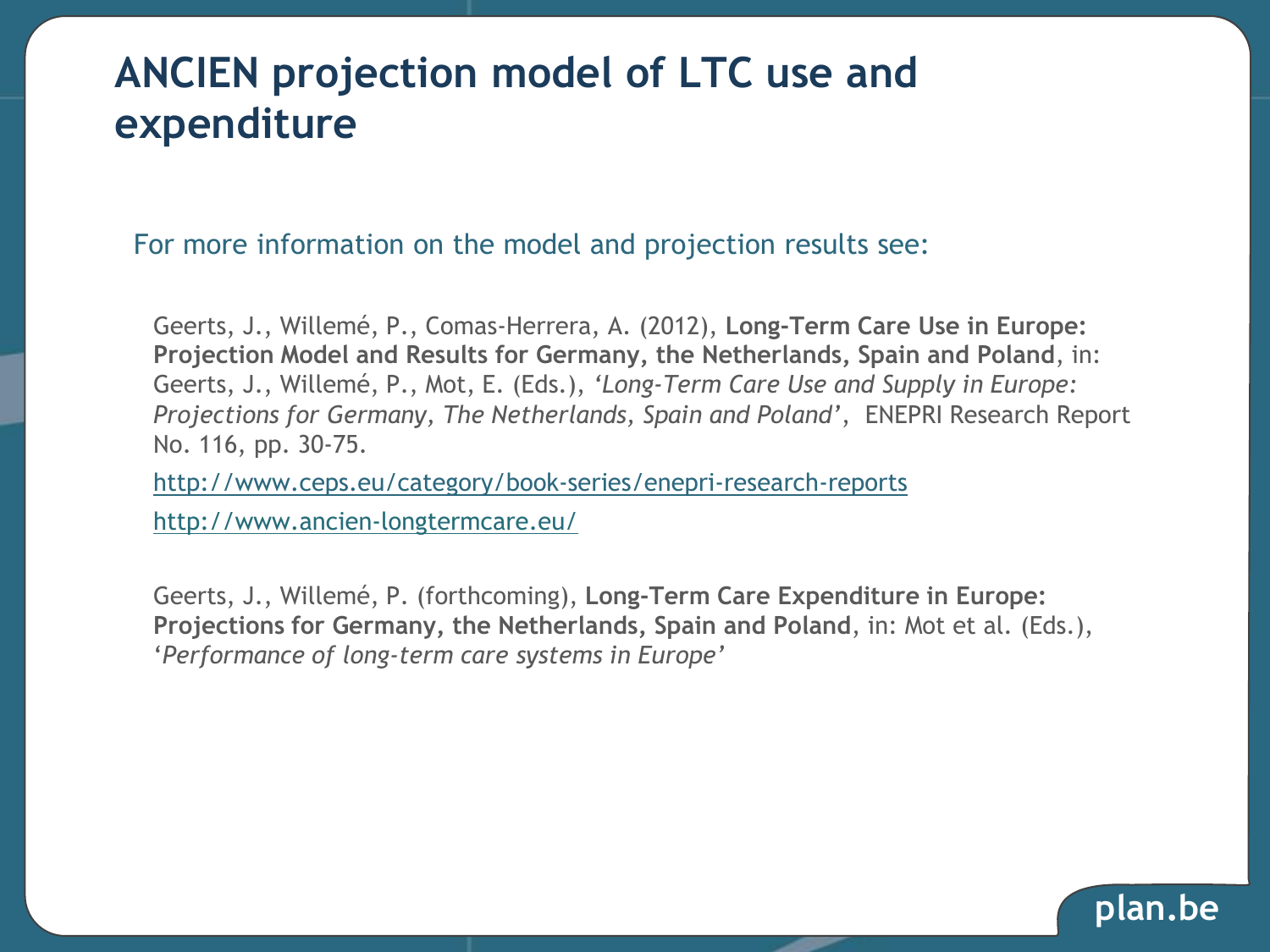# ANCIEN projection model of LTC use and expenditure

For more information on the model and projection results see:

Geerts, J., Willemé, P., Comas-Herrera, A. (2012), **Long-Term Care Use in Europe: Projection Model and Results for Germany, the Netherlands, Spain and Poland**, in: Geerts, J., Willemé, P., Mot, E. (Eds.), *'Long-Term Care Use and Supply in Europe: Projections for Germany, The Netherlands, Spain and Poland'*, ENEPRI Research Report No. 116, pp. 30-75.

http://www.ceps.eu/category/book-series/enepri-research-reports

http://www.ancien-longtermcare.eu/

Geerts, J., Willemé, P. (forthcoming), **Long-Term Care Expenditure in Europe: Projections for Germany, the Netherlands, Spain and Poland**, in: Mot et al. (Eds.), '*Performance of long-term care systems in Europe'*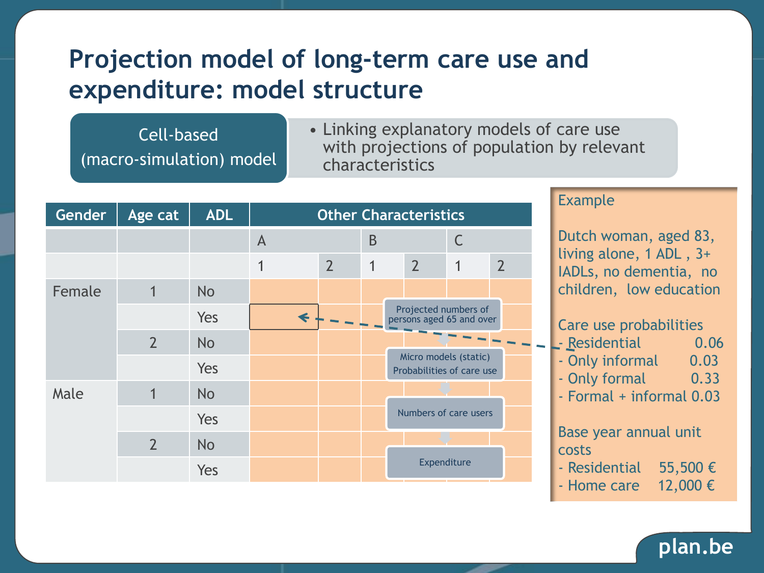# Projection model of long-term care use and expenditure: model structure

**Cell-based (macro-simulation) model**

- Linking explanatory models of care use with projections of population by relevant characteristics

| Gender | Age cat | ADL | Other Characteristics | | | | | |
|---|---|---|---|---|---|---|---|---|
| | | | A | | B | | C | |
| | | | 1 | 2 | 1 | 2 | 1 | 2 |
| Female | 1 | No | | | | | | |
| | | Yes | | | | | | |
| | 2 | No | | | | | | |
| | | Yes | | | | | | |
| Male | 1 | No | | | | | | |
| | | Yes | | | | | | |
| | 2 | No | | | | | | |
| | | Yes | | | | | | |

Projected numbers of persons aged 65 and over

Micro models (static) Probabilities of care use

Numbers of care users

Expenditure

Example

Dutch woman, aged 83, living alone, 1 ADL , 3+ IADLs, no dementia, no children, low education

Care use probabilities
- Residential 0.06
- Only informal 0.03
- Only formal 0.33
- Formal + informal 0.03

Base year annual unit costs
- Residential 55,500 €
- Home care 12,000 €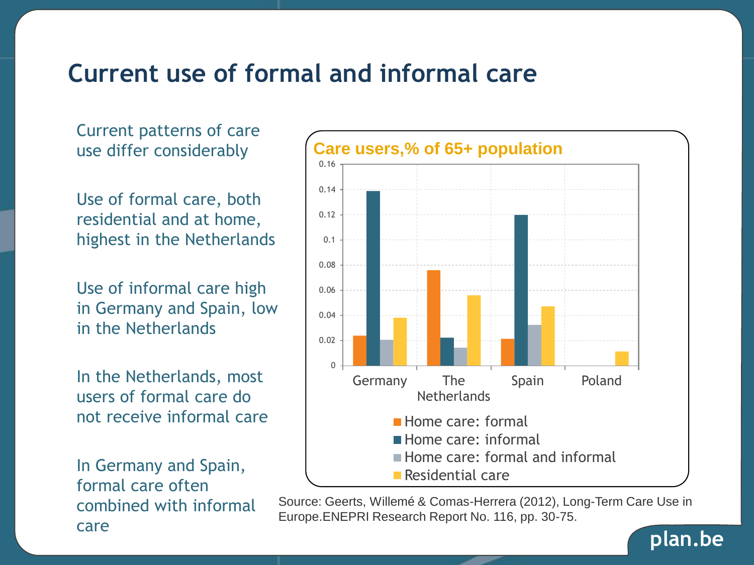# Current use of formal and informal care

Current patterns of care use differ considerably

Use of formal care, both residential and at home, highest in the Netherlands

Use of informal care high in Germany and Spain, low in the Netherlands

In the Netherlands, most users of formal care do not receive informal care

In Germany and Spain, formal care often combined with informal care

**Care users,% of 65+ population**

| | Home care: formal | Home care: informal | Home care: formal and informal | Residential care |
|---|---|---|---|---|
| Germany | 0.024 | 0.139 | 0.020 | 0.038 |
| The Netherlands | 0.076 | 0.022 | 0.014 | 0.056 |
| Spain | 0.021 | 0.120 | 0.032 | 0.047 |
| Poland | | | | 0.011 |

Source: Geerts, Willemé & Comas-Herrera (2012), Long-Term Care Use in Europe.ENEPRI Research Report No. 116, pp. 30-75.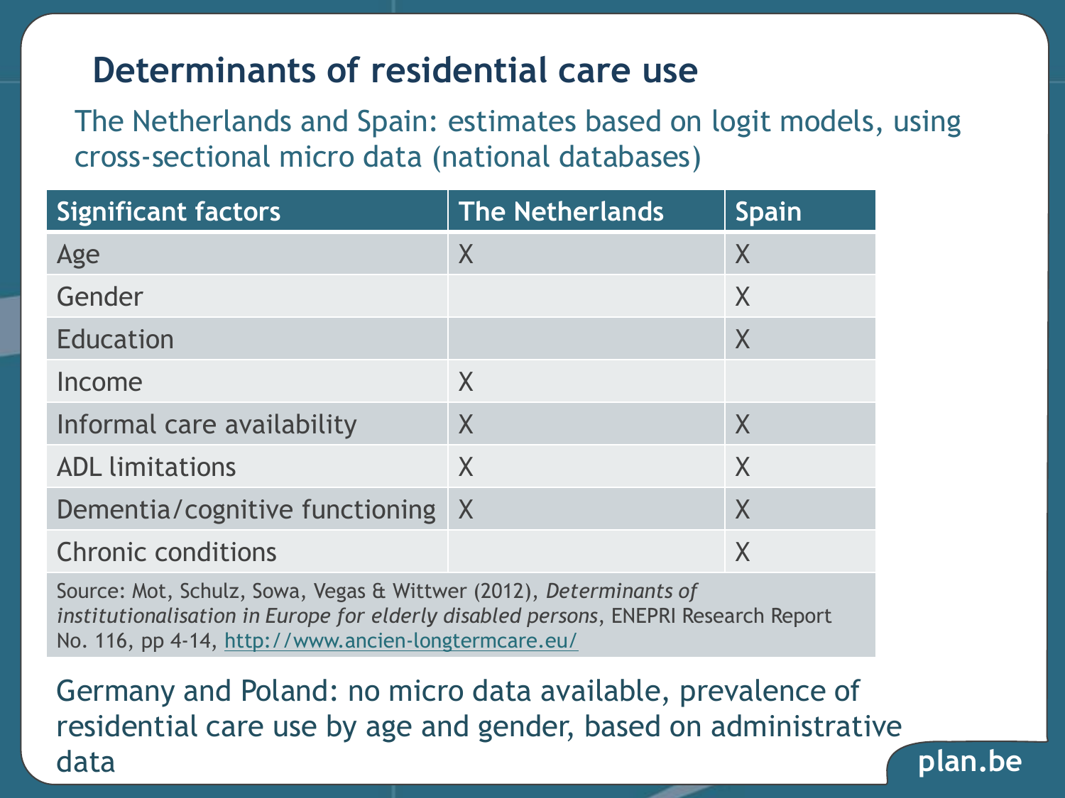# Determinants of residential care use

The Netherlands and Spain: estimates based on logit models, using cross-sectional micro data (national databases)

| Significant factors | The Netherlands | Spain |
| --- | --- | --- |
| Age | X | X |
| Gender | | X |
| Education | | X |
| Income | X | |
| Informal care availability | X | X |
| ADL limitations | X | X |
| Dementia/cognitive functioning | X | X |
| Chronic conditions | | X |

Source: Mot, Schulz, Sowa, Vegas & Wittwer (2012), *Determinants of institutionalisation in Europe for elderly disabled persons*, ENEPRI Research Report No. 116, pp 4-14, http://www.ancien-longtermcare.eu/

Germany and Poland: no micro data available, prevalence of residential care use by age and gender, based on administrative data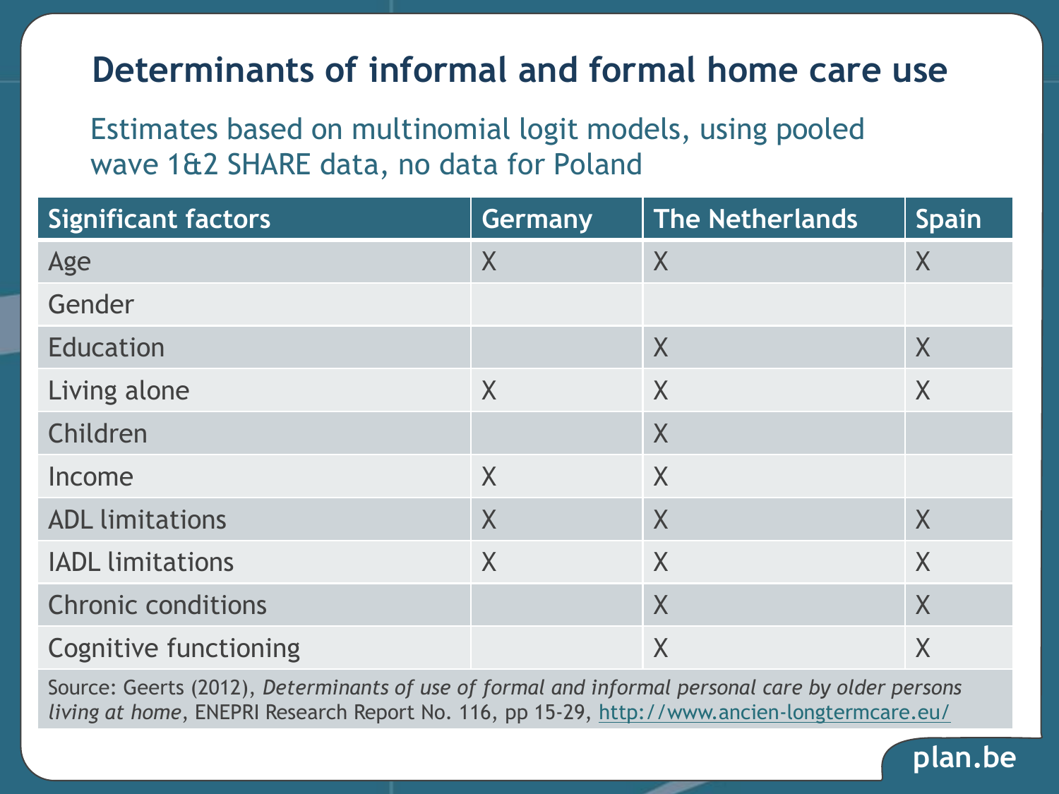# Determinants of informal and formal home care use

Estimates based on multinomial logit models, using pooled wave 1&2 SHARE data, no data for Poland

| Significant factors | Germany | The Netherlands | Spain |
| --- | --- | --- | --- |
| Age | X | X | X |
| Gender | | | |
| Education | | X | X |
| Living alone | X | X | X |
| Children | | X | |
| Income | X | X | |
| ADL limitations | X | X | X |
| IADL limitations | X | X | X |
| Chronic conditions | | X | X |
| Cognitive functioning | | X | X |

Source: Geerts (2012), *Determinants of use of formal and informal personal care by older persons living at home*, ENEPRI Research Report No. 116, pp 15-29, http://www.ancien-longtermcare.eu/

plan.be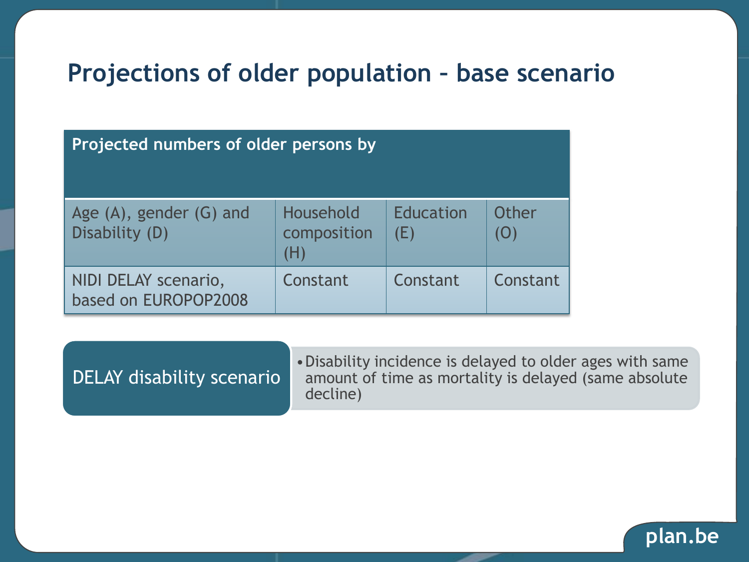# Projections of older population – base scenario

| Projected numbers of older persons by | | | |
|---|---|---|---|
| Age (A), gender (G) and Disability (D) | Household composition (H) | Education (E) | Other (O) |
| NIDI DELAY scenario, based on EUROPOP2008 | Constant | Constant | Constant |

**DELAY disability scenario**

- Disability incidence is delayed to older ages with same amount of time as mortality is delayed (same absolute decline)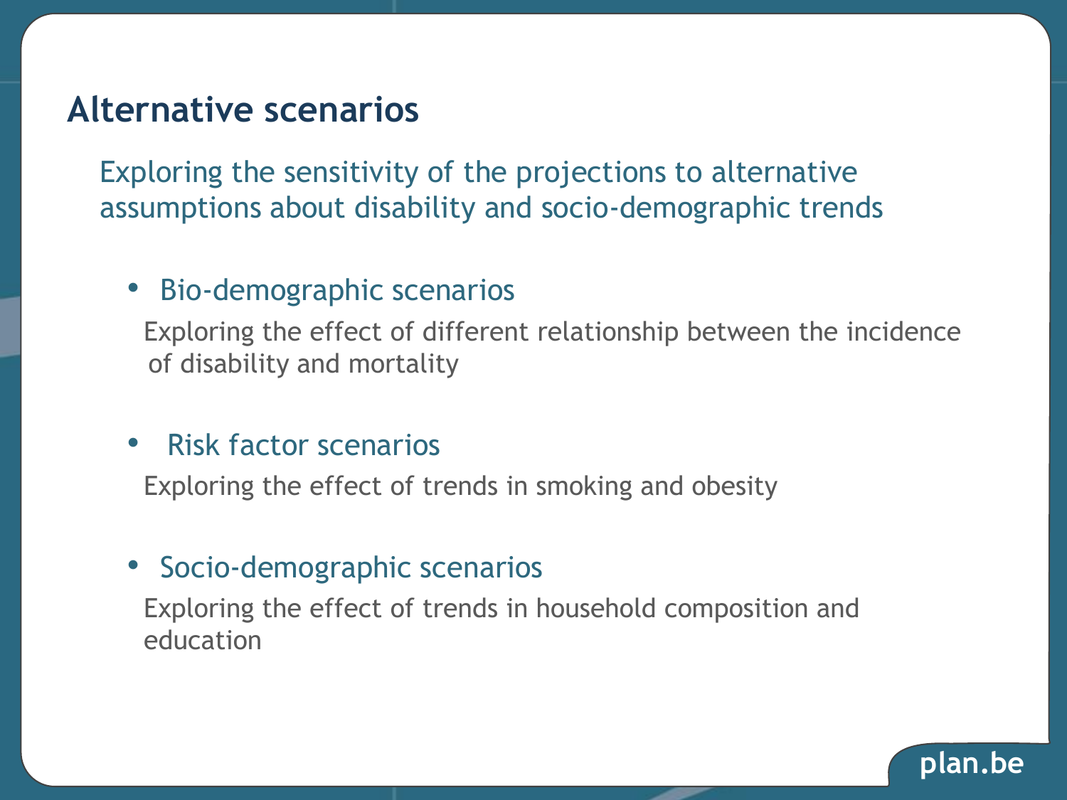# Alternative scenarios

Exploring the sensitivity of the projections to alternative assumptions about disability and socio-demographic trends

- Bio-demographic scenarios

  Exploring the effect of different relationship between the incidence of disability and mortality

- Risk factor scenarios

  Exploring the effect of trends in smoking and obesity

- Socio-demographic scenarios

  Exploring the effect of trends in household composition and education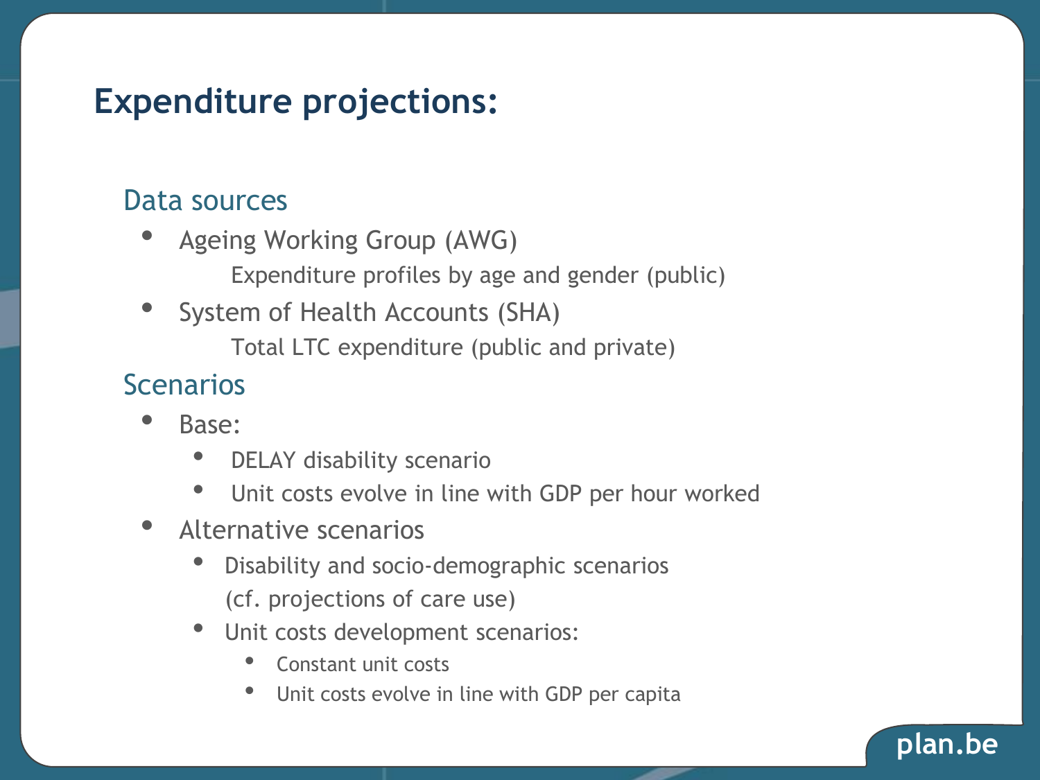# Expenditure projections:

## Data sources

- Ageing Working Group (AWG)
  - Expenditure profiles by age and gender (public)
- System of Health Accounts (SHA)
  - Total LTC expenditure (public and private)

## Scenarios

- Base:
  - DELAY disability scenario
  - Unit costs evolve in line with GDP per hour worked
- Alternative scenarios
  - Disability and socio-demographic scenarios (cf. projections of care use)
  - Unit costs development scenarios:
    - Constant unit costs
    - Unit costs evolve in line with GDP per capita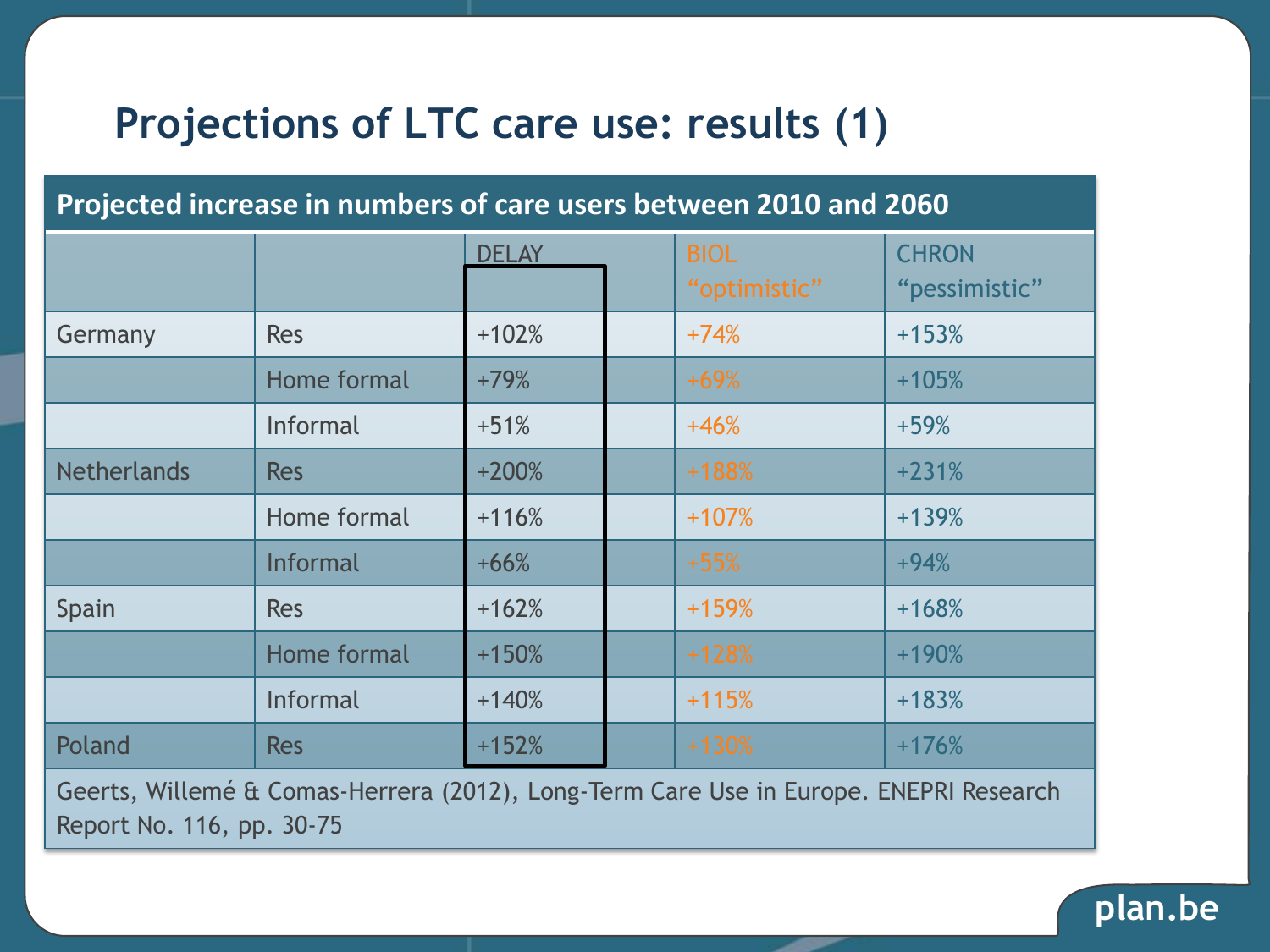# Projections of LTC care use: results (1)

**Projected increase in numbers of care users between 2010 and 2060**

| | | DELAY | BIOL "optimistic" | CHRON "pessimistic" |
|---|---|---|---|---|
| Germany | Res | +102% | +74% | +153% |
| | Home formal | +79% | +69% | +105% |
| | Informal | +51% | +46% | +59% |
| Netherlands | Res | +200% | +188% | +231% |
| | Home formal | +116% | +107% | +139% |
| | Informal | +66% | +55% | +94% |
| Spain | Res | +162% | +159% | +168% |
| | Home formal | +150% | +128% | +190% |
| | Informal | +140% | +115% | +183% |
| Poland | Res | +152% | +130% | +176% |

Geerts, Willemé & Comas-Herrera (2012), Long-Term Care Use in Europe. ENEPRI Research Report No. 116, pp. 30-75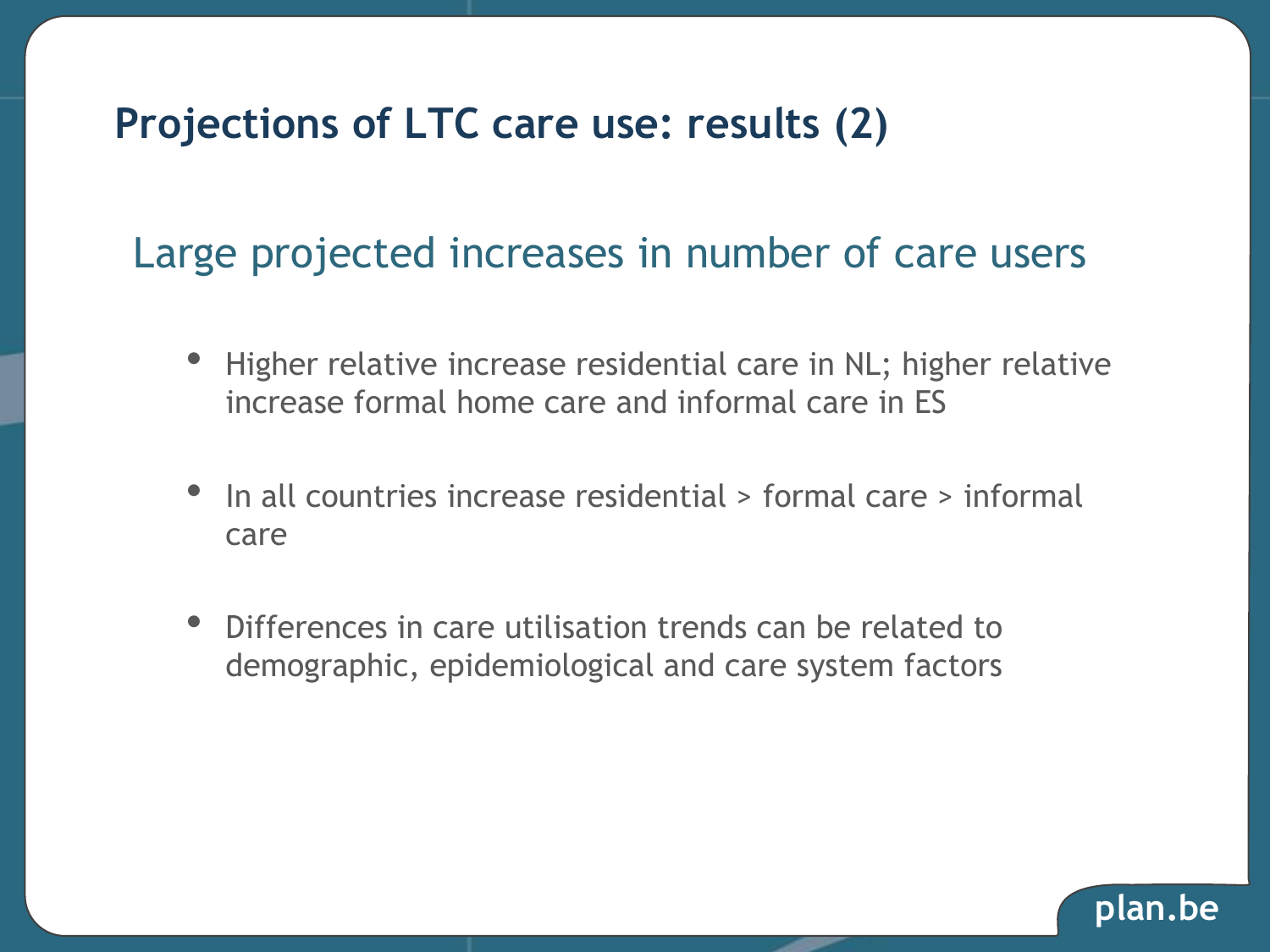# Projections of LTC care use: results (2)

## Large projected increases in number of care users

- Higher relative increase residential care in NL; higher relative increase formal home care and informal care in ES
- In all countries increase residential > formal care > informal care
- Differences in care utilisation trends can be related to demographic, epidemiological and care system factors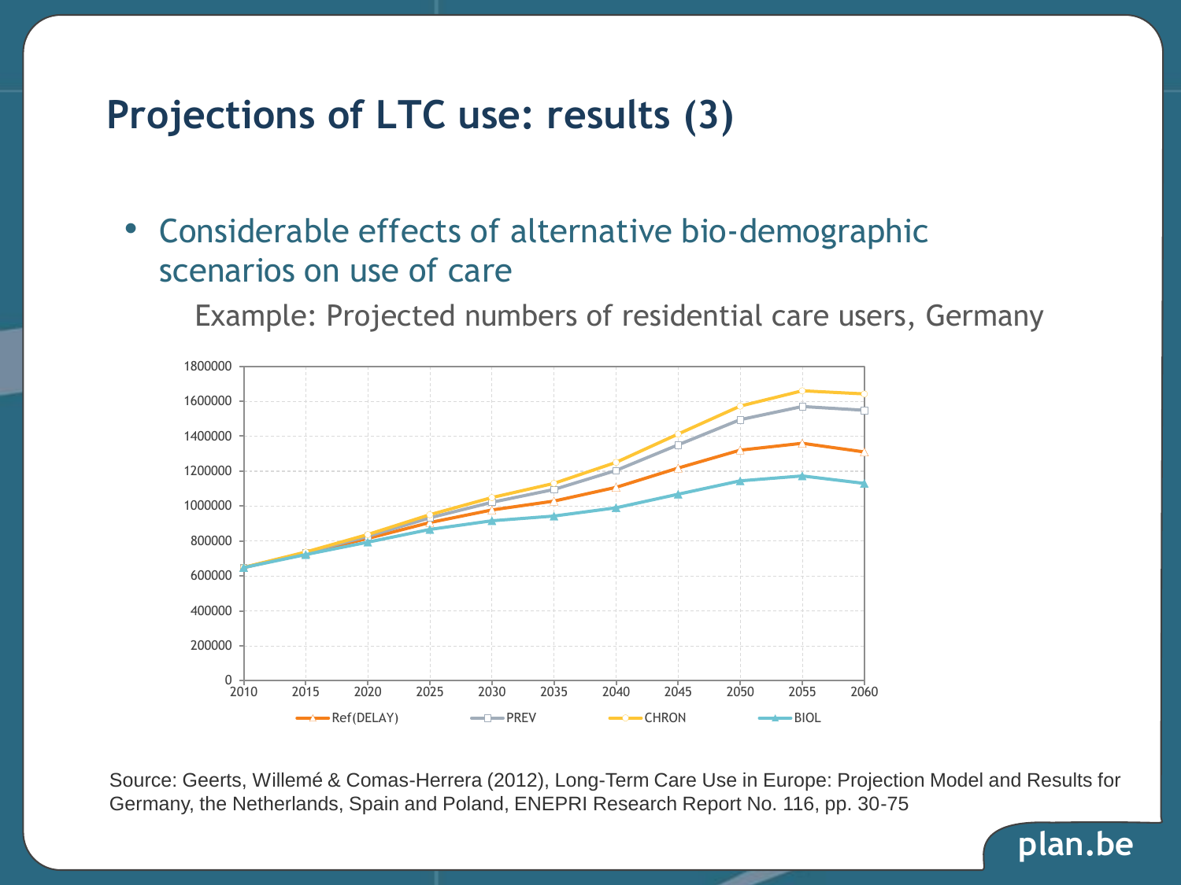# Projections of LTC use: results (3)

- Considerable effects of alternative bio-demographic scenarios on use of care

  Example: Projected numbers of residential care users, Germany

Source: Geerts, Willemé & Comas-Herrera (2012), Long-Term Care Use in Europe: Projection Model and Results for Germany, the Netherlands, Spain and Poland, ENEPRI Research Report No. 116, pp. 30-75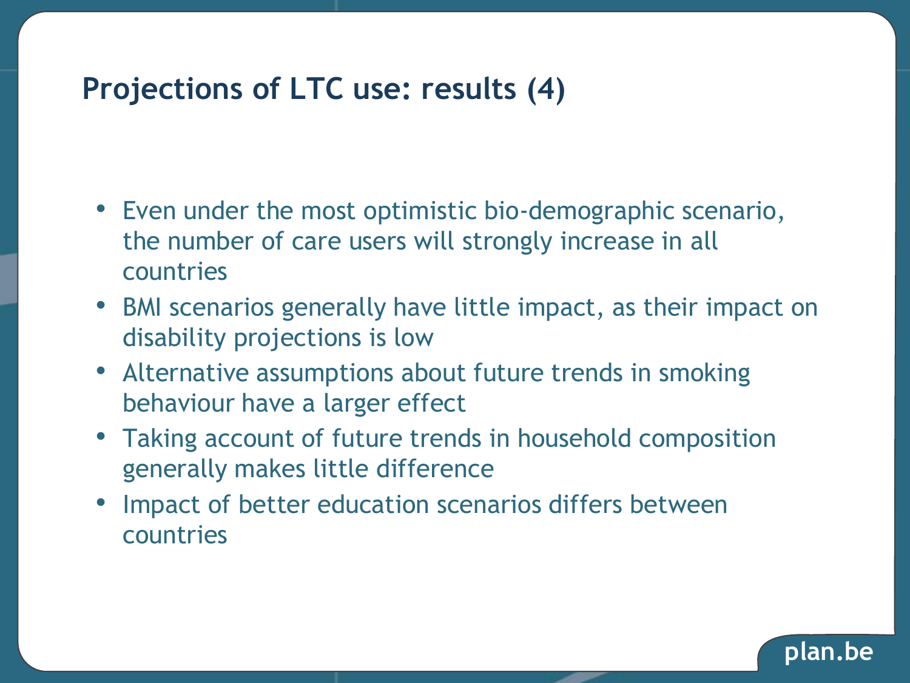# Projections of LTC use: results (4)

- Even under the most optimistic bio-demographic scenario, the number of care users will strongly increase in all countries
- BMI scenarios generally have little impact, as their impact on disability projections is low
- Alternative assumptions about future trends in smoking behaviour have a larger effect
- Taking account of future trends in household composition generally makes little difference
- Impact of better education scenarios differs between countries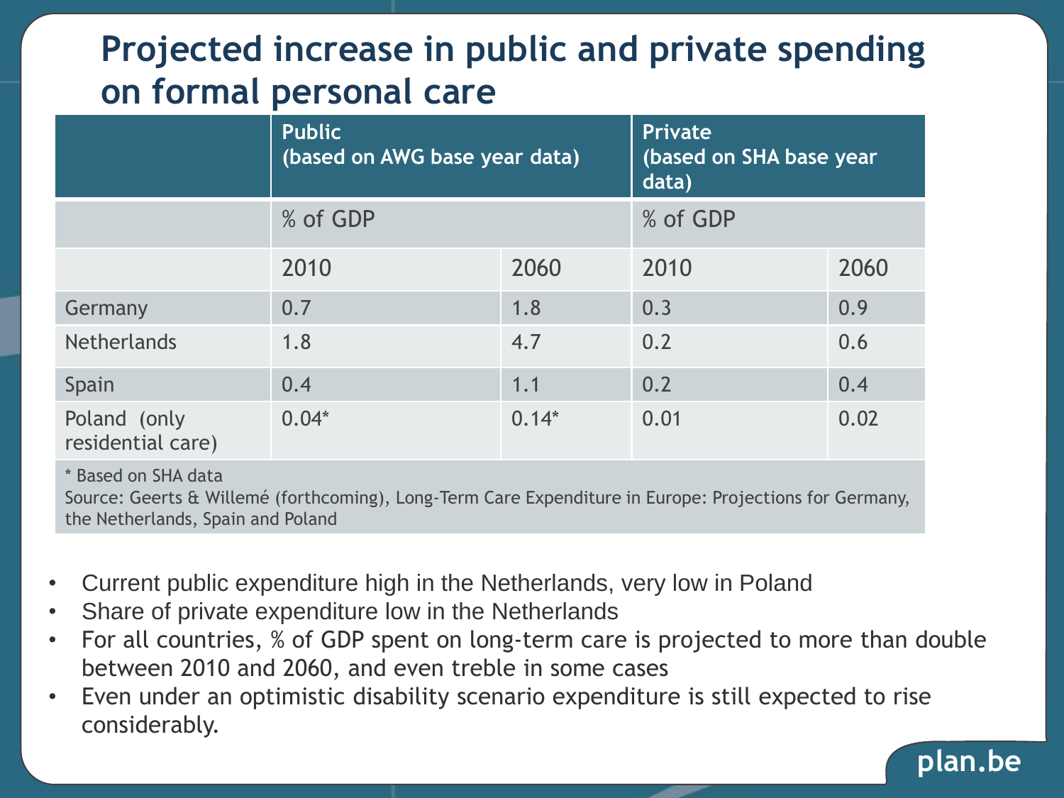# Projected increase in public and private spending on formal personal care

| | Public (based on AWG base year data) | | Private (based on SHA base year data) | |
|---|---|---|---|---|
| | % of GDP | | % of GDP | |
| | 2010 | 2060 | 2010 | 2060 |
| Germany | 0.7 | 1.8 | 0.3 | 0.9 |
| Netherlands | 1.8 | 4.7 | 0.2 | 0.6 |
| Spain | 0.4 | 1.1 | 0.2 | 0.4 |
| Poland (only residential care) | 0.04* | 0.14* | 0.01 | 0.02 |

\* Based on SHA data
Source: Geerts & Willemé (forthcoming), Long-Term Care Expenditure in Europe: Projections for Germany, the Netherlands, Spain and Poland

- Current public expenditure high in the Netherlands, very low in Poland
- Share of private expenditure low in the Netherlands
- For all countries, % of GDP spent on long-term care is projected to more than double between 2010 and 2060, and even treble in some cases
- Even under an optimistic disability scenario expenditure is still expected to rise considerably.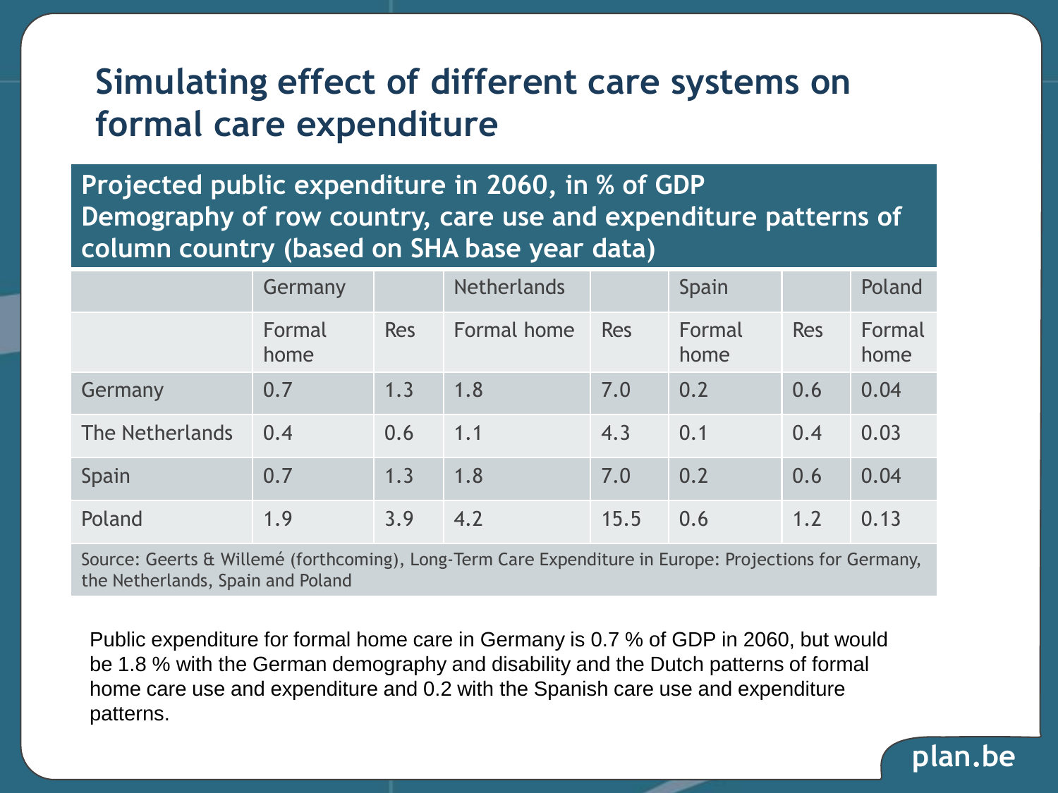# Simulating effect of different care systems on formal care expenditure

**Projected public expenditure in 2060, in % of GDP**
**Demography of row country, care use and expenditure patterns of column country (based on SHA base year data)**

| | Germany | | Netherlands | | Spain | | Poland |
|---|---|---|---|---|---|---|---|
| | Formal home | Res | Formal home | Res | Formal home | Res | Formal home |
| Germany | 0.7 | 1.3 | 1.8 | 7.0 | 0.2 | 0.6 | 0.04 |
| The Netherlands | 0.4 | 0.6 | 1.1 | 4.3 | 0.1 | 0.4 | 0.03 |
| Spain | 0.7 | 1.3 | 1.8 | 7.0 | 0.2 | 0.6 | 0.04 |
| Poland | 1.9 | 3.9 | 4.2 | 15.5 | 0.6 | 1.2 | 0.13 |

Source: Geerts & Willemé (forthcoming), Long-Term Care Expenditure in Europe: Projections for Germany, the Netherlands, Spain and Poland

Public expenditure for formal home care in Germany is 0.7 % of GDP in 2060, but would be 1.8 % with the German demography and disability and the Dutch patterns of formal home care use and expenditure and 0.2 with the Spanish care use and expenditure patterns.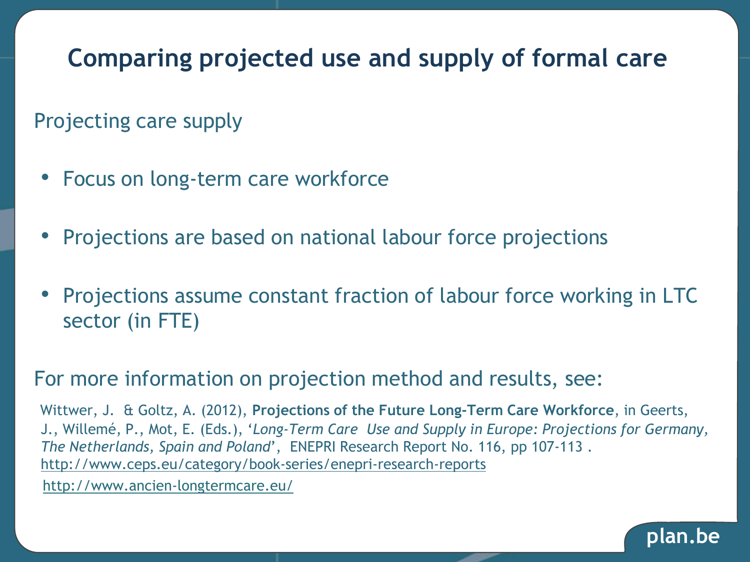# Comparing projected use and supply of formal care

Projecting care supply

- Focus on long-term care workforce
- Projections are based on national labour force projections
- Projections assume constant fraction of labour force working in LTC sector (in FTE)

For more information on projection method and results, see:

Wittwer, J. & Goltz, A. (2012), **Projections of the Future Long-Term Care Workforce**, in Geerts, J., Willemé, P., Mot, E. (Eds.), '*Long-Term Care Use and Supply in Europe: Projections for Germany, The Netherlands, Spain and Poland*', ENEPRI Research Report No. 116, pp 107-113 .
http://www.ceps.eu/category/book-series/enepri-research-reports

http://www.ancien-longtermcare.eu/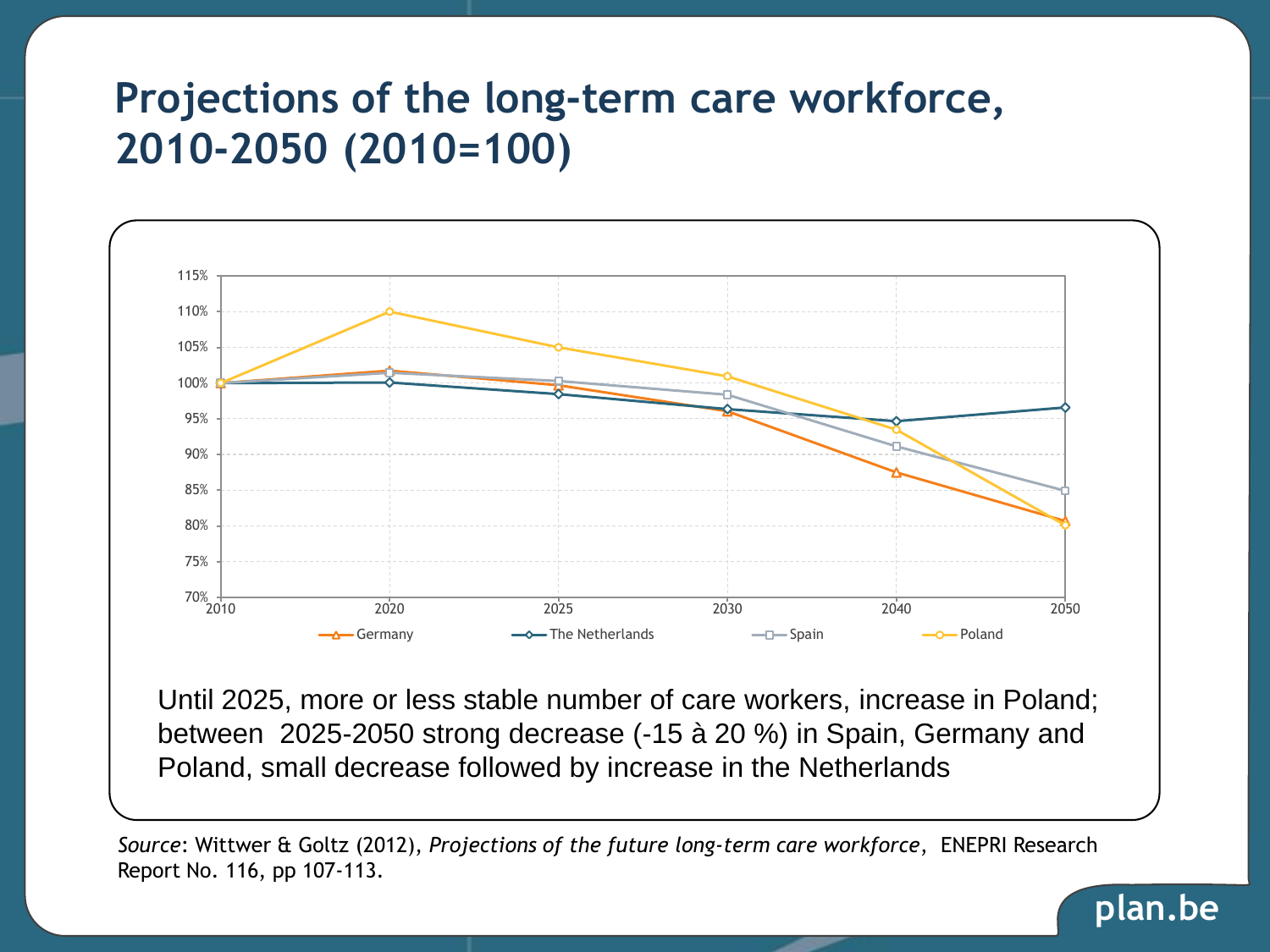# Projections of the long-term care workforce, 2010-2050 (2010=100)

Until 2025, more or less stable number of care workers, increase in Poland; between 2025-2050 strong decrease (-15 à 20 %) in Spain, Germany and Poland, small decrease followed by increase in the Netherlands

*Source*: Wittwer & Goltz (2012), *Projections of the future long-term care workforce*, ENEPRI Research Report No. 116, pp 107-113.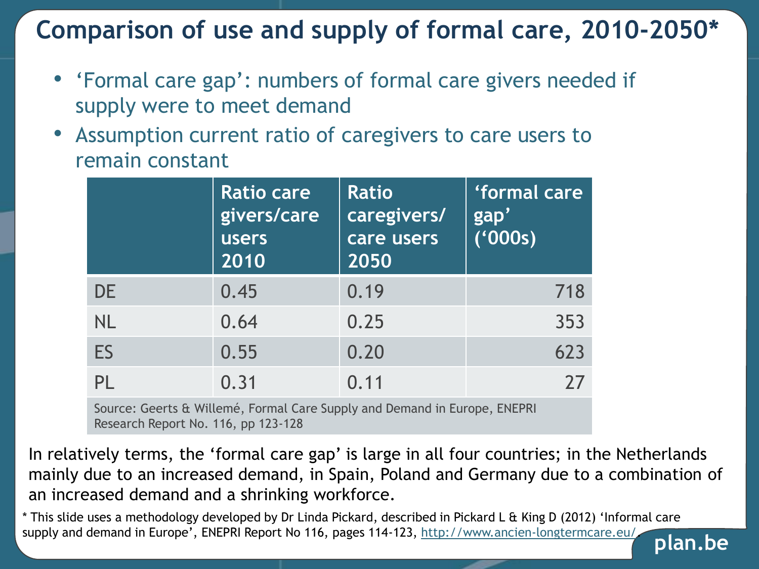# Comparison of use and supply of formal care, 2010-2050*

- 'Formal care gap': numbers of formal care givers needed if supply were to meet demand
- Assumption current ratio of caregivers to care users to remain constant

| | Ratio care givers/care users 2010 | Ratio caregivers/ care users 2050 | 'formal care gap' ('000s) |
|---|---|---|---|
| DE | 0.45 | 0.19 | 718 |
| NL | 0.64 | 0.25 | 353 |
| ES | 0.55 | 0.20 | 623 |
| PL | 0.31 | 0.11 | 27 |

Source: Geerts & Willemé, Formal Care Supply and Demand in Europe, ENEPRI Research Report No. 116, pp 123-128

In relatively terms, the 'formal care gap' is large in all four countries; in the Netherlands mainly due to an increased demand, in Spain, Poland and Germany due to a combination of an increased demand and a shrinking workforce.

* This slide uses a methodology developed by Dr Linda Pickard, described in Pickard L & King D (2012) 'Informal care supply and demand in Europe', ENEPRI Report No 116, pages 114-123, http://www.ancien-longtermcare.eu/.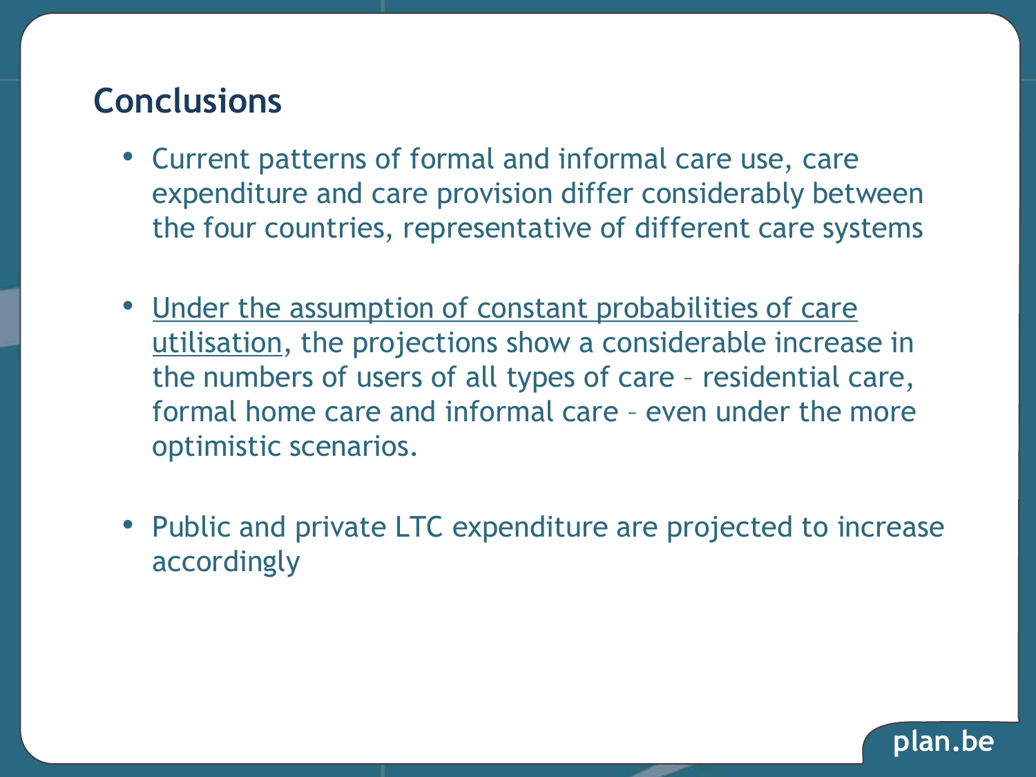## Conclusions

- Current patterns of formal and informal care use, care expenditure and care provision differ considerably between the four countries, representative of different care systems

- <u>Under the assumption of constant probabilities of care utilisation</u>, the projections show a considerable increase in the numbers of users of all types of care – residential care, formal home care and informal care – even under the more optimistic scenarios.

- Public and private LTC expenditure are projected to increase accordingly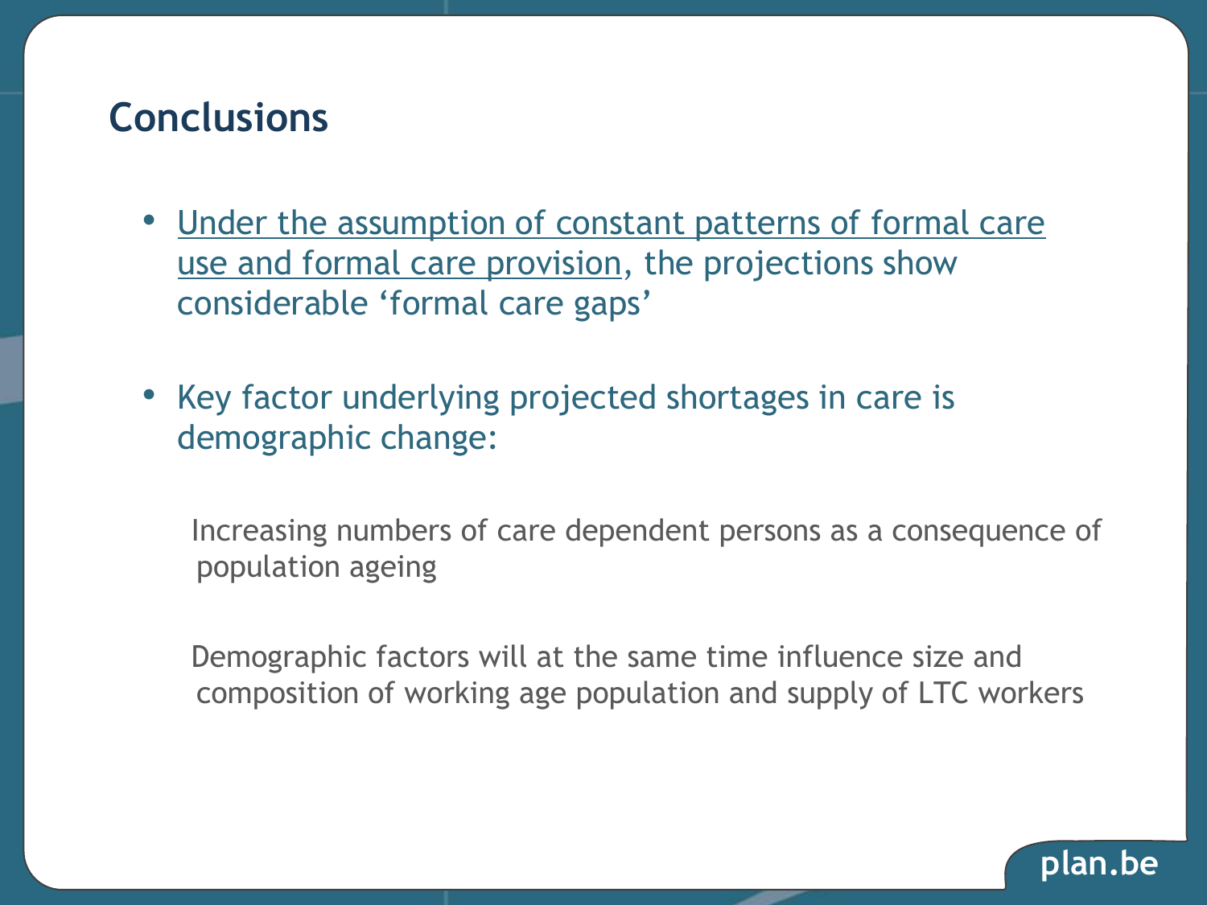## Conclusions

- Under the assumption of constant patterns of formal care use and formal care provision, the projections show considerable 'formal care gaps'

- Key factor underlying projected shortages in care is demographic change:

  Increasing numbers of care dependent persons as a consequence of population ageing

  Demographic factors will at the same time influence size and composition of working age population and supply of LTC workers